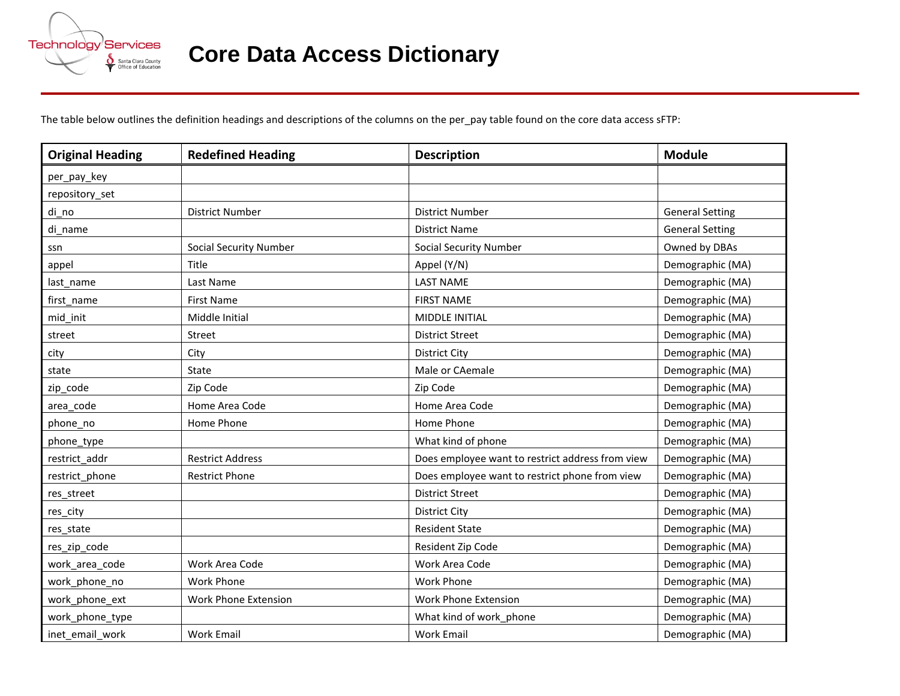# Core Data Access Dictionary

The table below outlines the definition headings and descriptions of the columns on the per_pay table found on the core data access sFTP:

| Original Heading | Redefined Heading | Description | Module |
|---|---|---|---|
| per_pay_key | | | |
| repository_set | | | |
| di_no | District Number | District Number | General Setting |
| di_name | | District Name | General Setting |
| ssn | Social Security Number | Social Security Number | Owned by DBAs |
| appel | Title | Appel (Y/N) | Demographic (MA) |
| last_name | Last Name | LAST NAME | Demographic (MA) |
| first_name | First Name | FIRST NAME | Demographic (MA) |
| mid_init | Middle Initial | MIDDLE INITIAL | Demographic (MA) |
| street | Street | District Street | Demographic (MA) |
| city | City | District City | Demographic (MA) |
| state | State | Male or CAemale | Demographic (MA) |
| zip_code | Zip Code | Zip Code | Demographic (MA) |
| area_code | Home Area Code | Home Area Code | Demographic (MA) |
| phone_no | Home Phone | Home Phone | Demographic (MA) |
| phone_type | | What kind of phone | Demographic (MA) |
| restrict_addr | Restrict Address | Does employee want to restrict address from view | Demographic (MA) |
| restrict_phone | Restrict Phone | Does employee want to restrict phone from view | Demographic (MA) |
| res_street | | District Street | Demographic (MA) |
| res_city | | District City | Demographic (MA) |
| res_state | | Resident State | Demographic (MA) |
| res_zip_code | | Resident Zip Code | Demographic (MA) |
| work_area_code | Work Area Code | Work Area Code | Demographic (MA) |
| work_phone_no | Work Phone | Work Phone | Demographic (MA) |
| work_phone_ext | Work Phone Extension | Work Phone Extension | Demographic (MA) |
| work_phone_type | | What kind of work_phone | Demographic (MA) |
| inet_email_work | Work Email | Work Email | Demographic (MA) |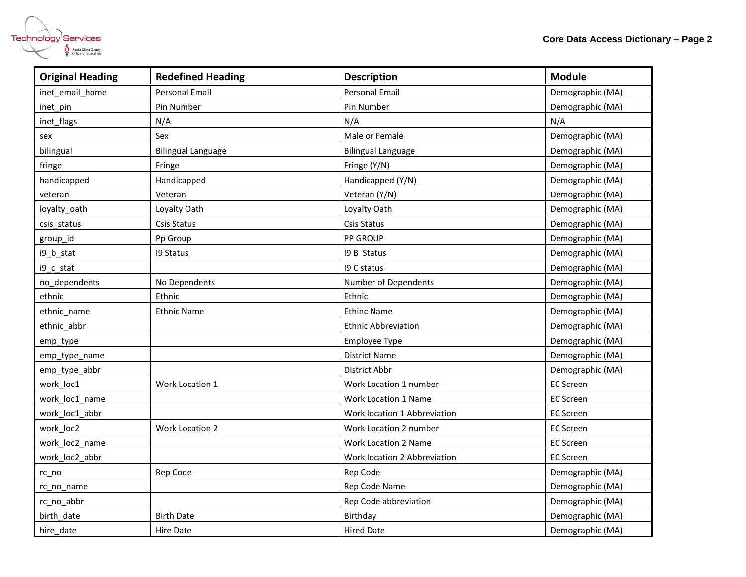| Original Heading | Redefined Heading | Description | Module |
| --- | --- | --- | --- |
| inet_email_home | Personal Email | Personal Email | Demographic (MA) |
| inet_pin | Pin Number | Pin Number | Demographic (MA) |
| inet_flags | N/A | N/A | N/A |
| sex | Sex | Male or Female | Demographic (MA) |
| bilingual | Bilingual Language | Bilingual Language | Demographic (MA) |
| fringe | Fringe | Fringe (Y/N) | Demographic (MA) |
| handicapped | Handicapped | Handicapped (Y/N) | Demographic (MA) |
| veteran | Veteran | Veteran (Y/N) | Demographic (MA) |
| loyalty_oath | Loyalty Oath | Loyalty Oath | Demographic (MA) |
| csis_status | Csis Status | Csis Status | Demographic (MA) |
| group_id | Pp Group | PP GROUP | Demographic (MA) |
| i9_b_stat | I9 Status | I9 B Status | Demographic (MA) |
| i9_c_stat | | I9 C status | Demographic (MA) |
| no_dependents | No Dependents | Number of Dependents | Demographic (MA) |
| ethnic | Ethnic | Ethnic | Demographic (MA) |
| ethnic_name | Ethnic Name | Ethinc Name | Demographic (MA) |
| ethnic_abbr | | Ethnic Abbreviation | Demographic (MA) |
| emp_type | | Employee Type | Demographic (MA) |
| emp_type_name | | District Name | Demographic (MA) |
| emp_type_abbr | | District Abbr | Demographic (MA) |
| work_loc1 | Work Location 1 | Work Location 1 number | EC Screen |
| work_loc1_name | | Work Location 1 Name | EC Screen |
| work_loc1_abbr | | Work location 1 Abbreviation | EC Screen |
| work_loc2 | Work Location 2 | Work Location 2 number | EC Screen |
| work_loc2_name | | Work Location 2 Name | EC Screen |
| work_loc2_abbr | | Work location 2 Abbreviation | EC Screen |
| rc_no | Rep Code | Rep Code | Demographic (MA) |
| rc_no_name | | Rep Code Name | Demographic (MA) |
| rc_no_abbr | | Rep Code abbreviation | Demographic (MA) |
| birth_date | Birth Date | Birthday | Demographic (MA) |
| hire_date | Hire Date | Hired Date | Demographic (MA) |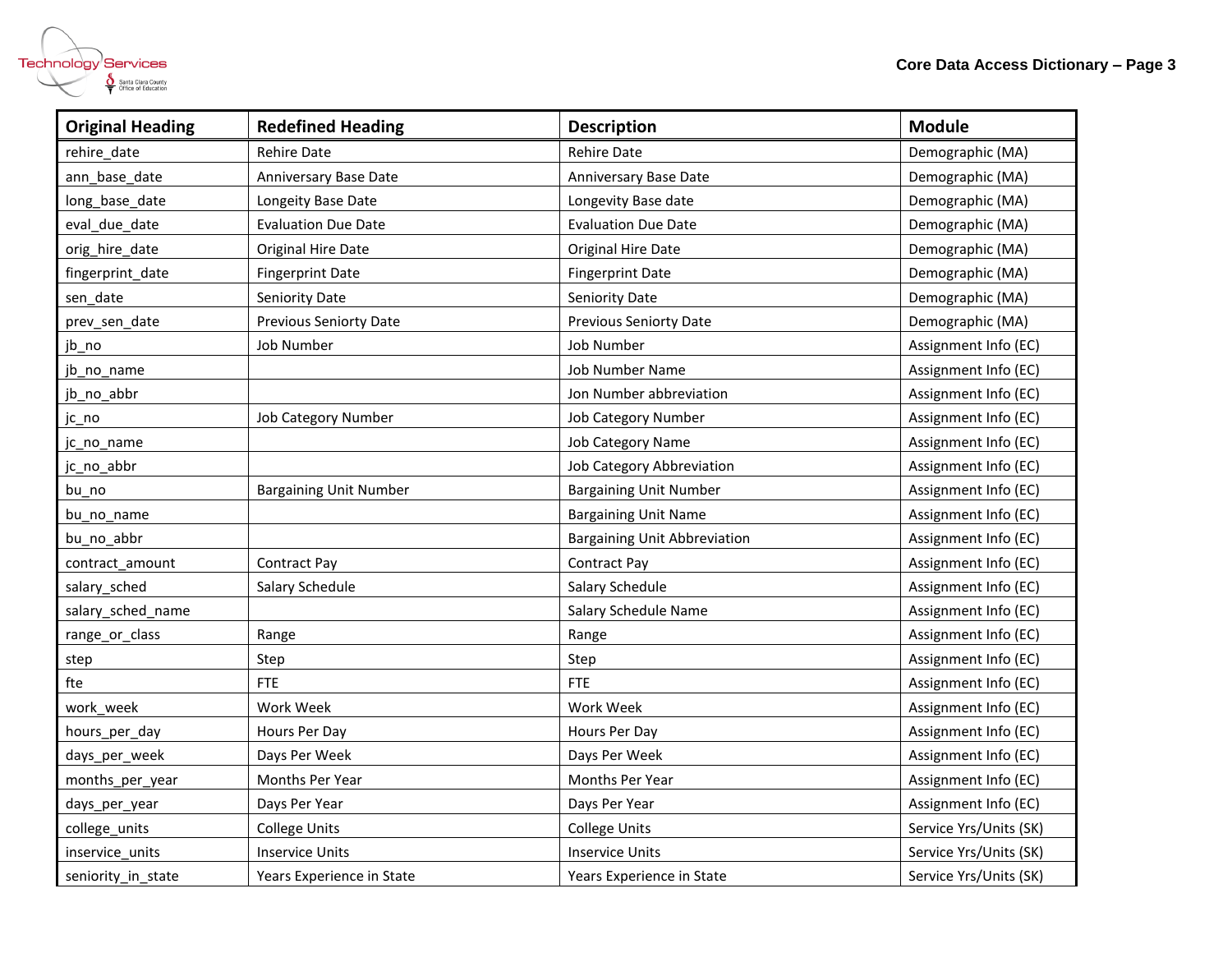| Original Heading | Redefined Heading | Description | Module |
|---|---|---|---|
| rehire_date | Rehire Date | Rehire Date | Demographic (MA) |
| ann_base_date | Anniversary Base Date | Anniversary Base Date | Demographic (MA) |
| long_base_date | Longeity Base Date | Longevity Base date | Demographic (MA) |
| eval_due_date | Evaluation Due Date | Evaluation Due Date | Demographic (MA) |
| orig_hire_date | Original Hire Date | Original Hire Date | Demographic (MA) |
| fingerprint_date | Fingerprint Date | Fingerprint Date | Demographic (MA) |
| sen_date | Seniority Date | Seniority Date | Demographic (MA) |
| prev_sen_date | Previous Seniorty Date | Previous Seniorty Date | Demographic (MA) |
| jb_no | Job Number | Job Number | Assignment Info (EC) |
| jb_no_name | | Job Number Name | Assignment Info (EC) |
| jb_no_abbr | | Jon Number abbreviation | Assignment Info (EC) |
| jc_no | Job Category Number | Job Category Number | Assignment Info (EC) |
| jc_no_name | | Job Category Name | Assignment Info (EC) |
| jc_no_abbr | | Job Category Abbreviation | Assignment Info (EC) |
| bu_no | Bargaining Unit Number | Bargaining Unit Number | Assignment Info (EC) |
| bu_no_name | | Bargaining Unit Name | Assignment Info (EC) |
| bu_no_abbr | | Bargaining Unit Abbreviation | Assignment Info (EC) |
| contract_amount | Contract Pay | Contract Pay | Assignment Info (EC) |
| salary_sched | Salary Schedule | Salary Schedule | Assignment Info (EC) |
| salary_sched_name | | Salary Schedule Name | Assignment Info (EC) |
| range_or_class | Range | Range | Assignment Info (EC) |
| step | Step | Step | Assignment Info (EC) |
| fte | FTE | FTE | Assignment Info (EC) |
| work_week | Work Week | Work Week | Assignment Info (EC) |
| hours_per_day | Hours Per Day | Hours Per Day | Assignment Info (EC) |
| days_per_week | Days Per Week | Days Per Week | Assignment Info (EC) |
| months_per_year | Months Per Year | Months Per Year | Assignment Info (EC) |
| days_per_year | Days Per Year | Days Per Year | Assignment Info (EC) |
| college_units | College Units | College Units | Service Yrs/Units (SK) |
| inservice_units | Inservice Units | Inservice Units | Service Yrs/Units (SK) |
| seniority_in_state | Years Experience in State | Years Experience in State | Service Yrs/Units (SK) |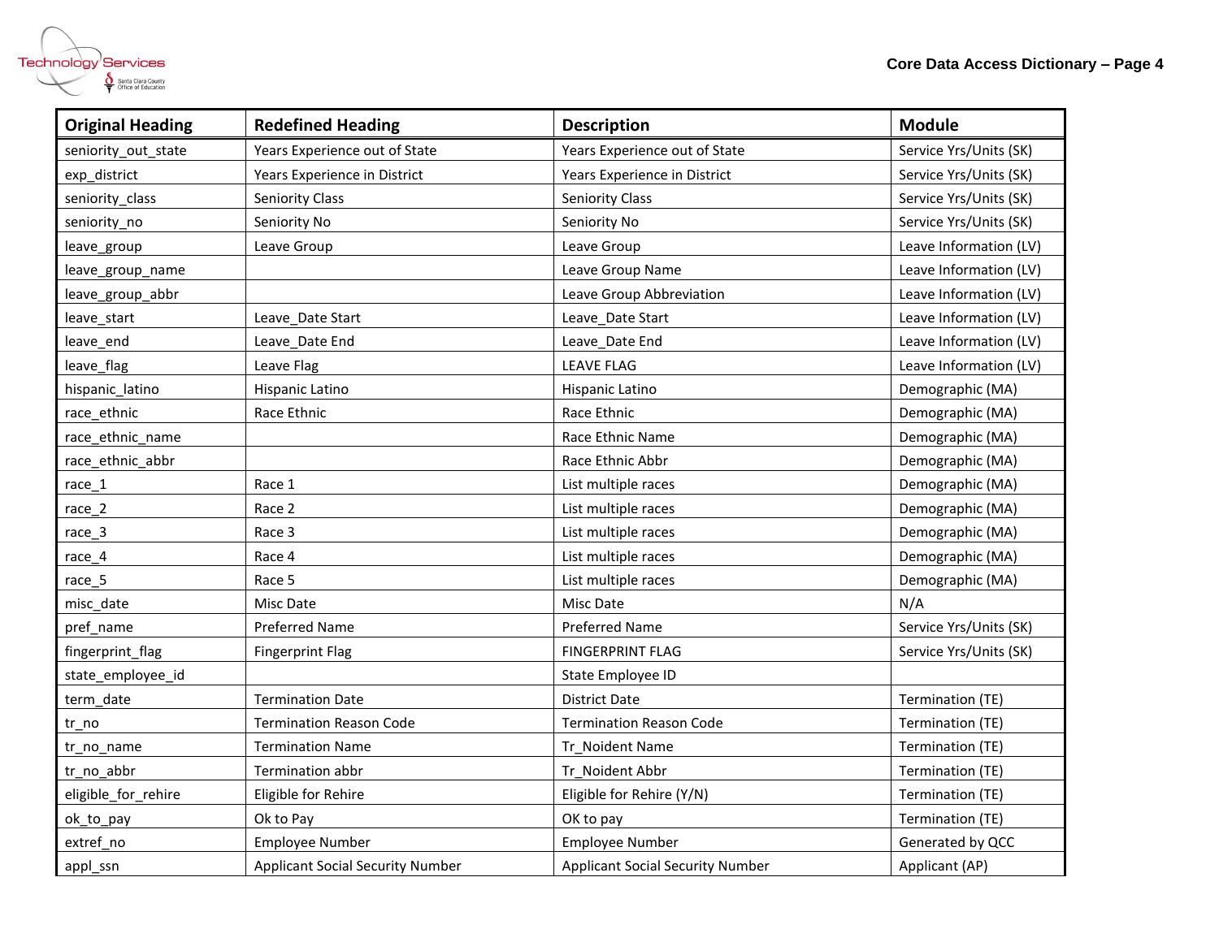| Original Heading | Redefined Heading | Description | Module |
|---|---|---|---|
| seniority_out_state | Years Experience out of State | Years Experience out of State | Service Yrs/Units (SK) |
| exp_district | Years Experience in District | Years Experience in District | Service Yrs/Units (SK) |
| seniority_class | Seniority Class | Seniority Class | Service Yrs/Units (SK) |
| seniority_no | Seniority No | Seniority No | Service Yrs/Units (SK) |
| leave_group | Leave Group | Leave Group | Leave Information (LV) |
| leave_group_name | | Leave Group Name | Leave Information (LV) |
| leave_group_abbr | | Leave Group Abbreviation | Leave Information (LV) |
| leave_start | Leave_Date Start | Leave_Date Start | Leave Information (LV) |
| leave_end | Leave_Date End | Leave_Date End | Leave Information (LV) |
| leave_flag | Leave Flag | LEAVE FLAG | Leave Information (LV) |
| hispanic_latino | Hispanic Latino | Hispanic Latino | Demographic (MA) |
| race_ethnic | Race Ethnic | Race Ethnic | Demographic (MA) |
| race_ethnic_name | | Race Ethnic Name | Demographic (MA) |
| race_ethnic_abbr | | Race Ethnic Abbr | Demographic (MA) |
| race_1 | Race 1 | List multiple races | Demographic (MA) |
| race_2 | Race 2 | List multiple races | Demographic (MA) |
| race_3 | Race 3 | List multiple races | Demographic (MA) |
| race_4 | Race 4 | List multiple races | Demographic (MA) |
| race_5 | Race 5 | List multiple races | Demographic (MA) |
| misc_date | Misc Date | Misc Date | N/A |
| pref_name | Preferred Name | Preferred Name | Service Yrs/Units (SK) |
| fingerprint_flag | Fingerprint Flag | FINGERPRINT FLAG | Service Yrs/Units (SK) |
| state_employee_id | | State Employee ID | |
| term_date | Termination Date | District Date | Termination (TE) |
| tr_no | Termination Reason Code | Termination Reason Code | Termination (TE) |
| tr_no_name | Termination Name | Tr_Noident Name | Termination (TE) |
| tr_no_abbr | Termination abbr | Tr_Noident Abbr | Termination (TE) |
| eligible_for_rehire | Eligible for Rehire | Eligible for Rehire (Y/N) | Termination (TE) |
| ok_to_pay | Ok to Pay | OK to pay | Termination (TE) |
| extref_no | Employee Number | Employee Number | Generated by QCC |
| appl_ssn | Applicant Social Security Number | Applicant Social Security Number | Applicant (AP) |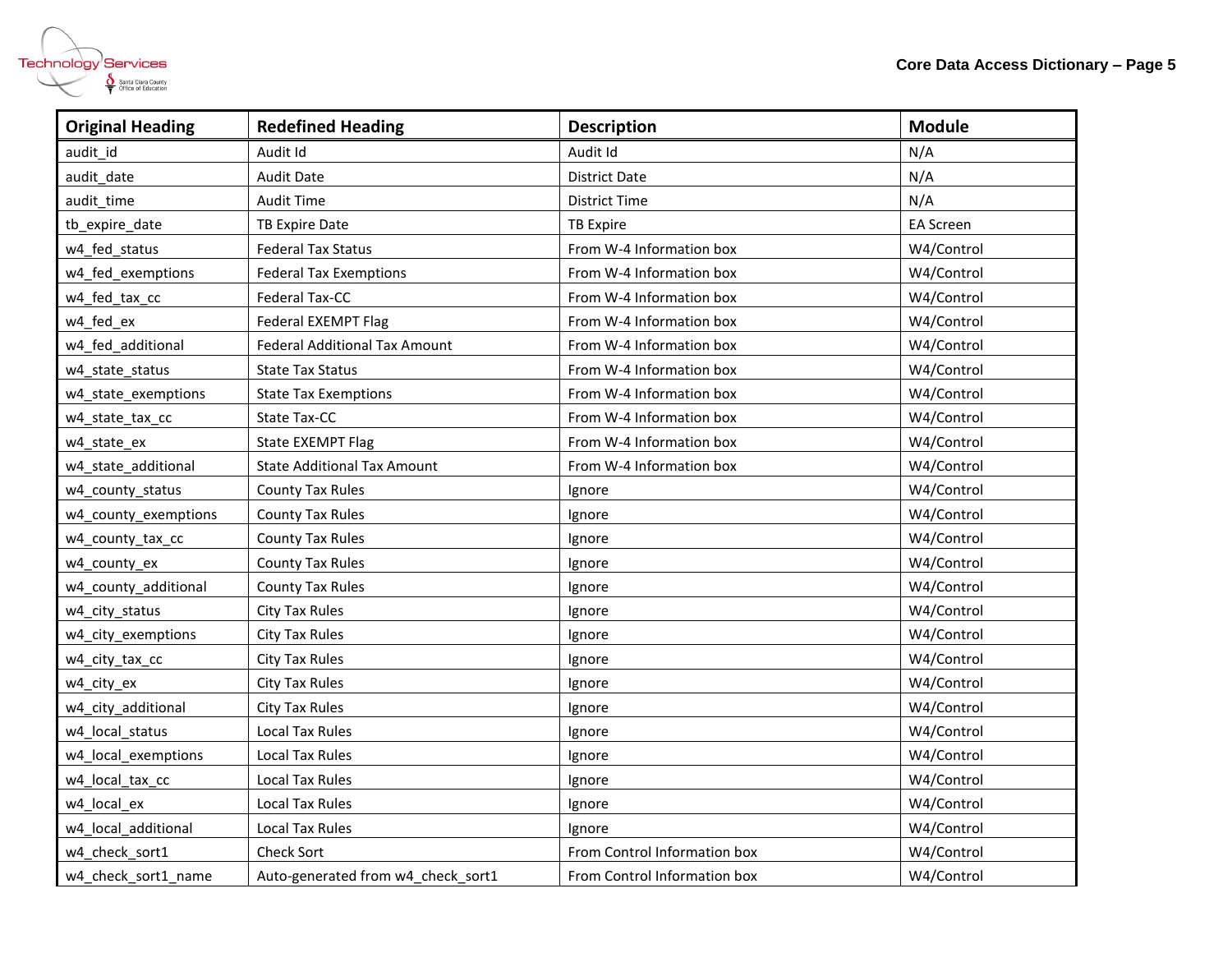| Original Heading | Redefined Heading | Description | Module |
|---|---|---|---|
| audit_id | Audit Id | Audit Id | N/A |
| audit_date | Audit Date | District Date | N/A |
| audit_time | Audit Time | District Time | N/A |
| tb_expire_date | TB Expire Date | TB Expire | EA Screen |
| w4_fed_status | Federal Tax Status | From W-4 Information box | W4/Control |
| w4_fed_exemptions | Federal Tax Exemptions | From W-4 Information box | W4/Control |
| w4_fed_tax_cc | Federal Tax-CC | From W-4 Information box | W4/Control |
| w4_fed_ex | Federal EXEMPT Flag | From W-4 Information box | W4/Control |
| w4_fed_additional | Federal Additional Tax Amount | From W-4 Information box | W4/Control |
| w4_state_status | State Tax Status | From W-4 Information box | W4/Control |
| w4_state_exemptions | State Tax Exemptions | From W-4 Information box | W4/Control |
| w4_state_tax_cc | State Tax-CC | From W-4 Information box | W4/Control |
| w4_state_ex | State EXEMPT Flag | From W-4 Information box | W4/Control |
| w4_state_additional | State Additional Tax Amount | From W-4 Information box | W4/Control |
| w4_county_status | County Tax Rules | Ignore | W4/Control |
| w4_county_exemptions | County Tax Rules | Ignore | W4/Control |
| w4_county_tax_cc | County Tax Rules | Ignore | W4/Control |
| w4_county_ex | County Tax Rules | Ignore | W4/Control |
| w4_county_additional | County Tax Rules | Ignore | W4/Control |
| w4_city_status | City Tax Rules | Ignore | W4/Control |
| w4_city_exemptions | City Tax Rules | Ignore | W4/Control |
| w4_city_tax_cc | City Tax Rules | Ignore | W4/Control |
| w4_city_ex | City Tax Rules | Ignore | W4/Control |
| w4_city_additional | City Tax Rules | Ignore | W4/Control |
| w4_local_status | Local Tax Rules | Ignore | W4/Control |
| w4_local_exemptions | Local Tax Rules | Ignore | W4/Control |
| w4_local_tax_cc | Local Tax Rules | Ignore | W4/Control |
| w4_local_ex | Local Tax Rules | Ignore | W4/Control |
| w4_local_additional | Local Tax Rules | Ignore | W4/Control |
| w4_check_sort1 | Check Sort | From Control Information box | W4/Control |
| w4_check_sort1_name | Auto-generated from w4_check_sort1 | From Control Information box | W4/Control |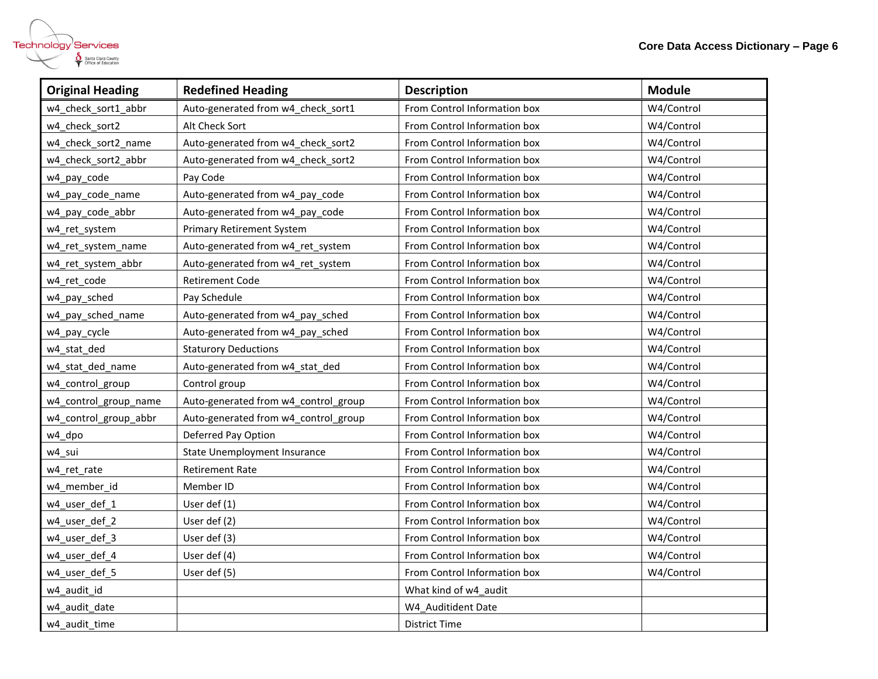| Original Heading | Redefined Heading | Description | Module |
|---|---|---|---|
| w4_check_sort1_abbr | Auto-generated from w4_check_sort1 | From Control Information box | W4/Control |
| w4_check_sort2 | Alt Check Sort | From Control Information box | W4/Control |
| w4_check_sort2_name | Auto-generated from w4_check_sort2 | From Control Information box | W4/Control |
| w4_check_sort2_abbr | Auto-generated from w4_check_sort2 | From Control Information box | W4/Control |
| w4_pay_code | Pay Code | From Control Information box | W4/Control |
| w4_pay_code_name | Auto-generated from w4_pay_code | From Control Information box | W4/Control |
| w4_pay_code_abbr | Auto-generated from w4_pay_code | From Control Information box | W4/Control |
| w4_ret_system | Primary Retirement System | From Control Information box | W4/Control |
| w4_ret_system_name | Auto-generated from w4_ret_system | From Control Information box | W4/Control |
| w4_ret_system_abbr | Auto-generated from w4_ret_system | From Control Information box | W4/Control |
| w4_ret_code | Retirement Code | From Control Information box | W4/Control |
| w4_pay_sched | Pay Schedule | From Control Information box | W4/Control |
| w4_pay_sched_name | Auto-generated from w4_pay_sched | From Control Information box | W4/Control |
| w4_pay_cycle | Auto-generated from w4_pay_sched | From Control Information box | W4/Control |
| w4_stat_ded | Staturory Deductions | From Control Information box | W4/Control |
| w4_stat_ded_name | Auto-generated from w4_stat_ded | From Control Information box | W4/Control |
| w4_control_group | Control group | From Control Information box | W4/Control |
| w4_control_group_name | Auto-generated from w4_control_group | From Control Information box | W4/Control |
| w4_control_group_abbr | Auto-generated from w4_control_group | From Control Information box | W4/Control |
| w4_dpo | Deferred Pay Option | From Control Information box | W4/Control |
| w4_sui | State Unemployment Insurance | From Control Information box | W4/Control |
| w4_ret_rate | Retirement Rate | From Control Information box | W4/Control |
| w4_member_id | Member ID | From Control Information box | W4/Control |
| w4_user_def_1 | User def (1) | From Control Information box | W4/Control |
| w4_user_def_2 | User def (2) | From Control Information box | W4/Control |
| w4_user_def_3 | User def (3) | From Control Information box | W4/Control |
| w4_user_def_4 | User def (4) | From Control Information box | W4/Control |
| w4_user_def_5 | User def (5) | From Control Information box | W4/Control |
| w4_audit_id | | What kind of w4_audit | |
| w4_audit_date | | W4_Audit­ident Date | |
| w4_audit_time | | District Time | |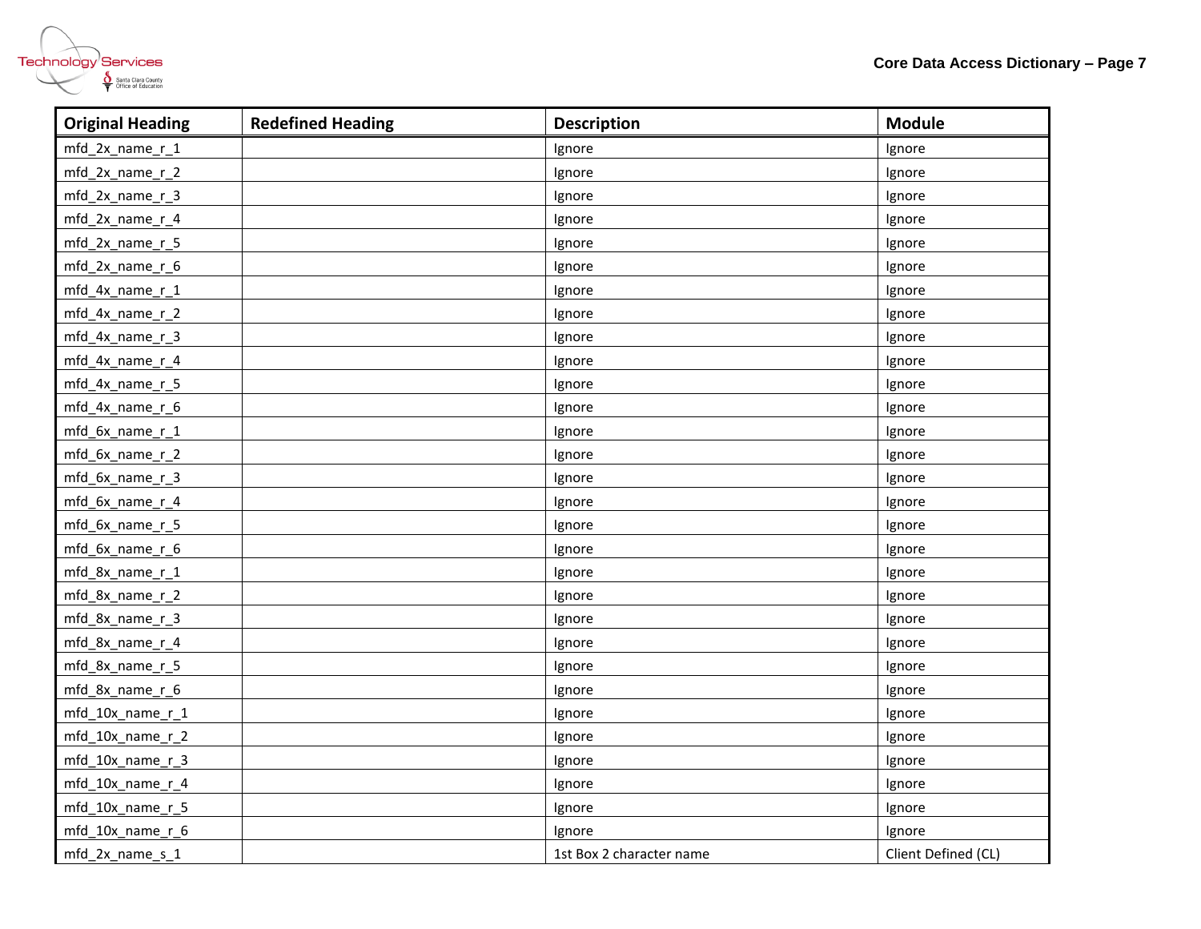| Original Heading | Redefined Heading | Description | Module |
|---|---|---|---|
| mfd_2x_name_r_1 | | Ignore | Ignore |
| mfd_2x_name_r_2 | | Ignore | Ignore |
| mfd_2x_name_r_3 | | Ignore | Ignore |
| mfd_2x_name_r_4 | | Ignore | Ignore |
| mfd_2x_name_r_5 | | Ignore | Ignore |
| mfd_2x_name_r_6 | | Ignore | Ignore |
| mfd_4x_name_r_1 | | Ignore | Ignore |
| mfd_4x_name_r_2 | | Ignore | Ignore |
| mfd_4x_name_r_3 | | Ignore | Ignore |
| mfd_4x_name_r_4 | | Ignore | Ignore |
| mfd_4x_name_r_5 | | Ignore | Ignore |
| mfd_4x_name_r_6 | | Ignore | Ignore |
| mfd_6x_name_r_1 | | Ignore | Ignore |
| mfd_6x_name_r_2 | | Ignore | Ignore |
| mfd_6x_name_r_3 | | Ignore | Ignore |
| mfd_6x_name_r_4 | | Ignore | Ignore |
| mfd_6x_name_r_5 | | Ignore | Ignore |
| mfd_6x_name_r_6 | | Ignore | Ignore |
| mfd_8x_name_r_1 | | Ignore | Ignore |
| mfd_8x_name_r_2 | | Ignore | Ignore |
| mfd_8x_name_r_3 | | Ignore | Ignore |
| mfd_8x_name_r_4 | | Ignore | Ignore |
| mfd_8x_name_r_5 | | Ignore | Ignore |
| mfd_8x_name_r_6 | | Ignore | Ignore |
| mfd_10x_name_r_1 | | Ignore | Ignore |
| mfd_10x_name_r_2 | | Ignore | Ignore |
| mfd_10x_name_r_3 | | Ignore | Ignore |
| mfd_10x_name_r_4 | | Ignore | Ignore |
| mfd_10x_name_r_5 | | Ignore | Ignore |
| mfd_10x_name_r_6 | | Ignore | Ignore |
| mfd_2x_name_s_1 | | 1st Box 2 character name | Client Defined (CL) |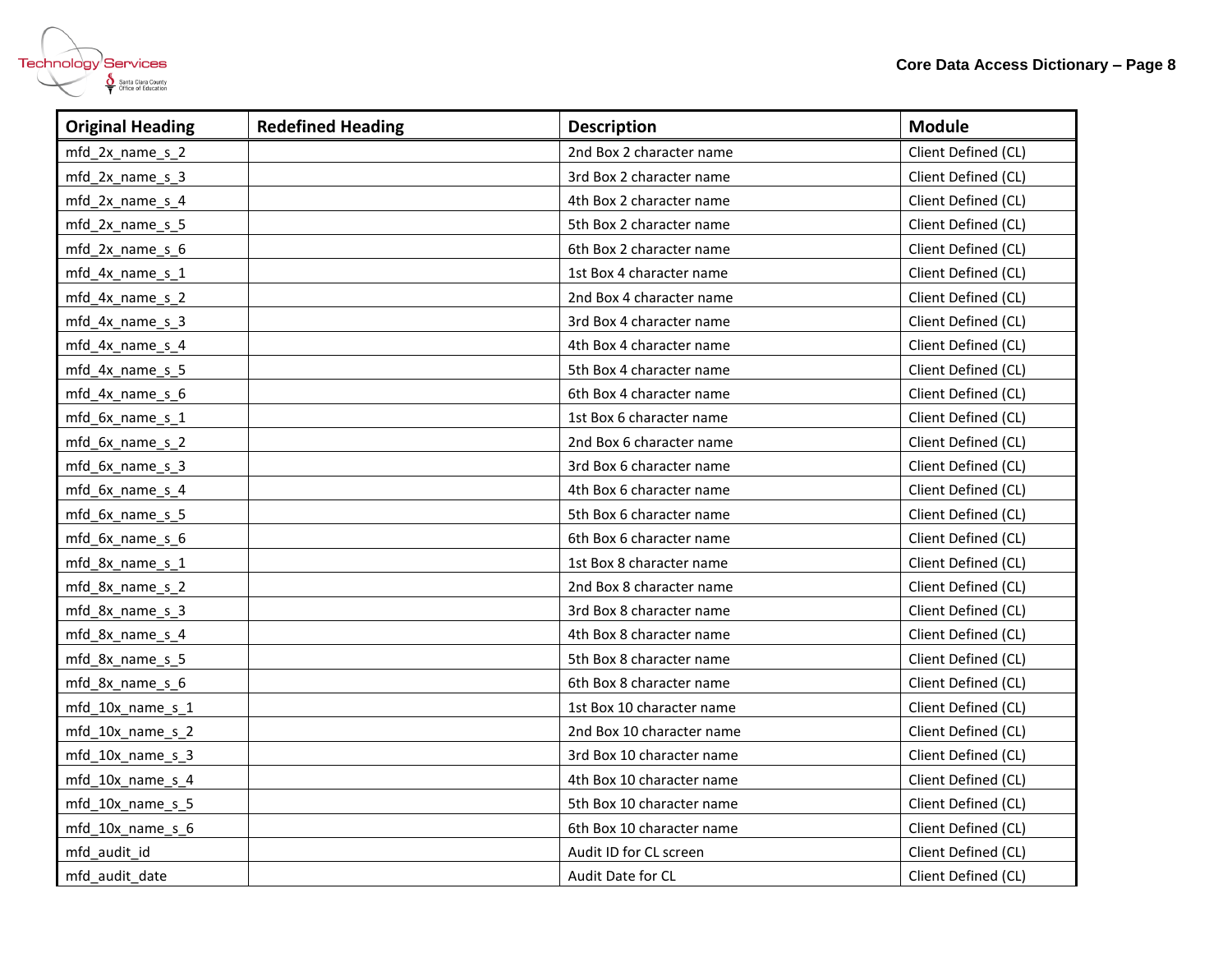| Original Heading | Redefined Heading | Description | Module |
|---|---|---|---|
| mfd_2x_name_s_2 | | 2nd Box 2 character name | Client Defined (CL) |
| mfd_2x_name_s_3 | | 3rd Box 2 character name | Client Defined (CL) |
| mfd_2x_name_s_4 | | 4th Box 2 character name | Client Defined (CL) |
| mfd_2x_name_s_5 | | 5th Box 2 character name | Client Defined (CL) |
| mfd_2x_name_s_6 | | 6th Box 2 character name | Client Defined (CL) |
| mfd_4x_name_s_1 | | 1st Box 4 character name | Client Defined (CL) |
| mfd_4x_name_s_2 | | 2nd Box 4 character name | Client Defined (CL) |
| mfd_4x_name_s_3 | | 3rd Box 4 character name | Client Defined (CL) |
| mfd_4x_name_s_4 | | 4th Box 4 character name | Client Defined (CL) |
| mfd_4x_name_s_5 | | 5th Box 4 character name | Client Defined (CL) |
| mfd_4x_name_s_6 | | 6th Box 4 character name | Client Defined (CL) |
| mfd_6x_name_s_1 | | 1st Box 6 character name | Client Defined (CL) |
| mfd_6x_name_s_2 | | 2nd Box 6 character name | Client Defined (CL) |
| mfd_6x_name_s_3 | | 3rd Box 6 character name | Client Defined (CL) |
| mfd_6x_name_s_4 | | 4th Box 6 character name | Client Defined (CL) |
| mfd_6x_name_s_5 | | 5th Box 6 character name | Client Defined (CL) |
| mfd_6x_name_s_6 | | 6th Box 6 character name | Client Defined (CL) |
| mfd_8x_name_s_1 | | 1st Box 8 character name | Client Defined (CL) |
| mfd_8x_name_s_2 | | 2nd Box 8 character name | Client Defined (CL) |
| mfd_8x_name_s_3 | | 3rd Box 8 character name | Client Defined (CL) |
| mfd_8x_name_s_4 | | 4th Box 8 character name | Client Defined (CL) |
| mfd_8x_name_s_5 | | 5th Box 8 character name | Client Defined (CL) |
| mfd_8x_name_s_6 | | 6th Box 8 character name | Client Defined (CL) |
| mfd_10x_name_s_1 | | 1st Box 10 character name | Client Defined (CL) |
| mfd_10x_name_s_2 | | 2nd Box 10 character name | Client Defined (CL) |
| mfd_10x_name_s_3 | | 3rd Box 10 character name | Client Defined (CL) |
| mfd_10x_name_s_4 | | 4th Box 10 character name | Client Defined (CL) |
| mfd_10x_name_s_5 | | 5th Box 10 character name | Client Defined (CL) |
| mfd_10x_name_s_6 | | 6th Box 10 character name | Client Defined (CL) |
| mfd_audit_id | | Audit ID for CL screen | Client Defined (CL) |
| mfd_audit_date | | Audit Date for CL | Client Defined (CL) |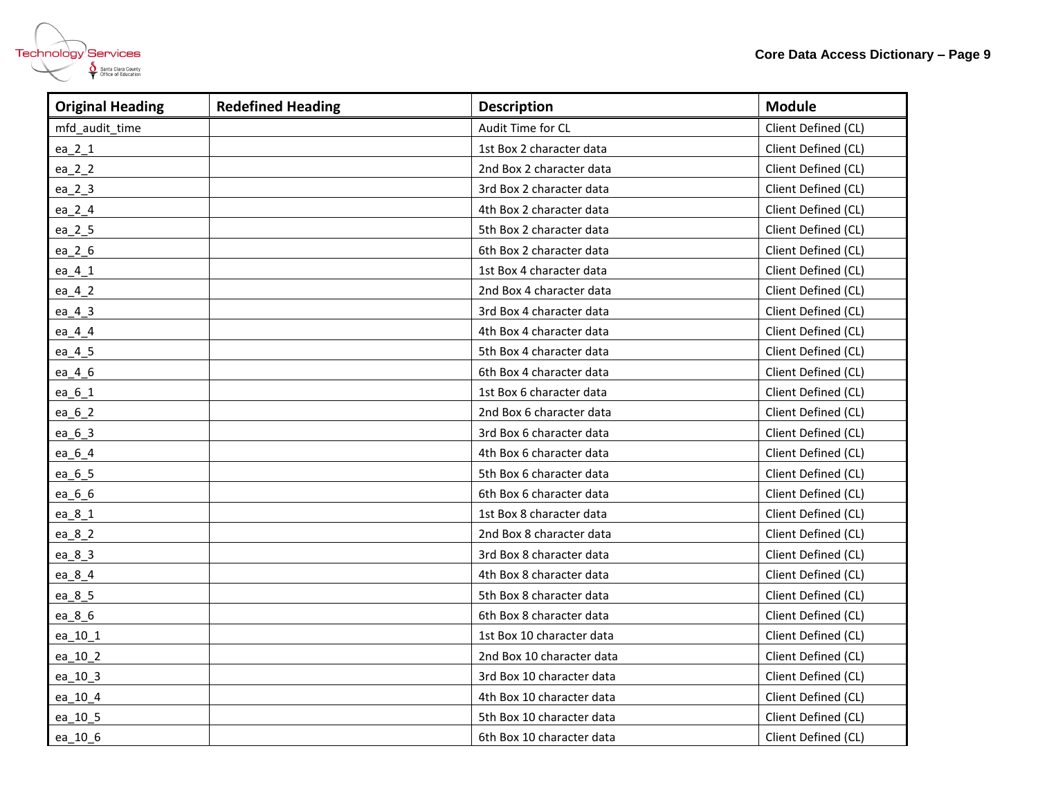| Original Heading | Redefined Heading | Description | Module |
|---|---|---|---|
| mfd_audit_time | | Audit Time for CL | Client Defined (CL) |
| ea_2_1 | | 1st Box 2 character data | Client Defined (CL) |
| ea_2_2 | | 2nd Box 2 character data | Client Defined (CL) |
| ea_2_3 | | 3rd Box 2 character data | Client Defined (CL) |
| ea_2_4 | | 4th Box 2 character data | Client Defined (CL) |
| ea_2_5 | | 5th Box 2 character data | Client Defined (CL) |
| ea_2_6 | | 6th Box 2 character data | Client Defined (CL) |
| ea_4_1 | | 1st Box 4 character data | Client Defined (CL) |
| ea_4_2 | | 2nd Box 4 character data | Client Defined (CL) |
| ea_4_3 | | 3rd Box 4 character data | Client Defined (CL) |
| ea_4_4 | | 4th Box 4 character data | Client Defined (CL) |
| ea_4_5 | | 5th Box 4 character data | Client Defined (CL) |
| ea_4_6 | | 6th Box 4 character data | Client Defined (CL) |
| ea_6_1 | | 1st Box 6 character data | Client Defined (CL) |
| ea_6_2 | | 2nd Box 6 character data | Client Defined (CL) |
| ea_6_3 | | 3rd Box 6 character data | Client Defined (CL) |
| ea_6_4 | | 4th Box 6 character data | Client Defined (CL) |
| ea_6_5 | | 5th Box 6 character data | Client Defined (CL) |
| ea_6_6 | | 6th Box 6 character data | Client Defined (CL) |
| ea_8_1 | | 1st Box 8 character data | Client Defined (CL) |
| ea_8_2 | | 2nd Box 8 character data | Client Defined (CL) |
| ea_8_3 | | 3rd Box 8 character data | Client Defined (CL) |
| ea_8_4 | | 4th Box 8 character data | Client Defined (CL) |
| ea_8_5 | | 5th Box 8 character data | Client Defined (CL) |
| ea_8_6 | | 6th Box 8 character data | Client Defined (CL) |
| ea_10_1 | | 1st Box 10 character data | Client Defined (CL) |
| ea_10_2 | | 2nd Box 10 character data | Client Defined (CL) |
| ea_10_3 | | 3rd Box 10 character data | Client Defined (CL) |
| ea_10_4 | | 4th Box 10 character data | Client Defined (CL) |
| ea_10_5 | | 5th Box 10 character data | Client Defined (CL) |
| ea_10_6 | | 6th Box 10 character data | Client Defined (CL) |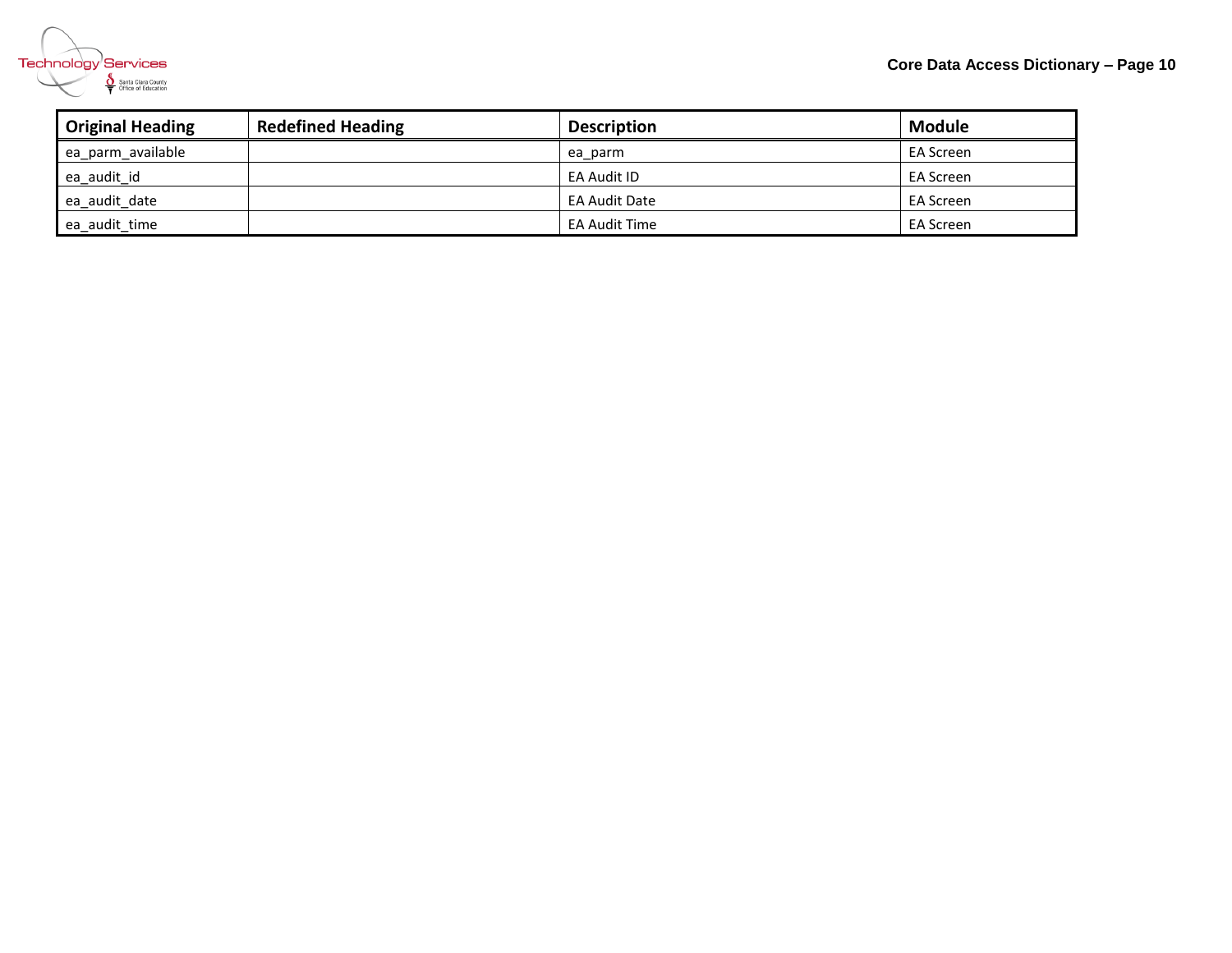| Original Heading | Redefined Heading | Description | Module |
|---|---|---|---|
| ea_parm_available | | ea_parm | EA Screen |
| ea_audit_id | | EA Audit ID | EA Screen |
| ea_audit_date | | EA Audit Date | EA Screen |
| ea_audit_time | | EA Audit Time | EA Screen |